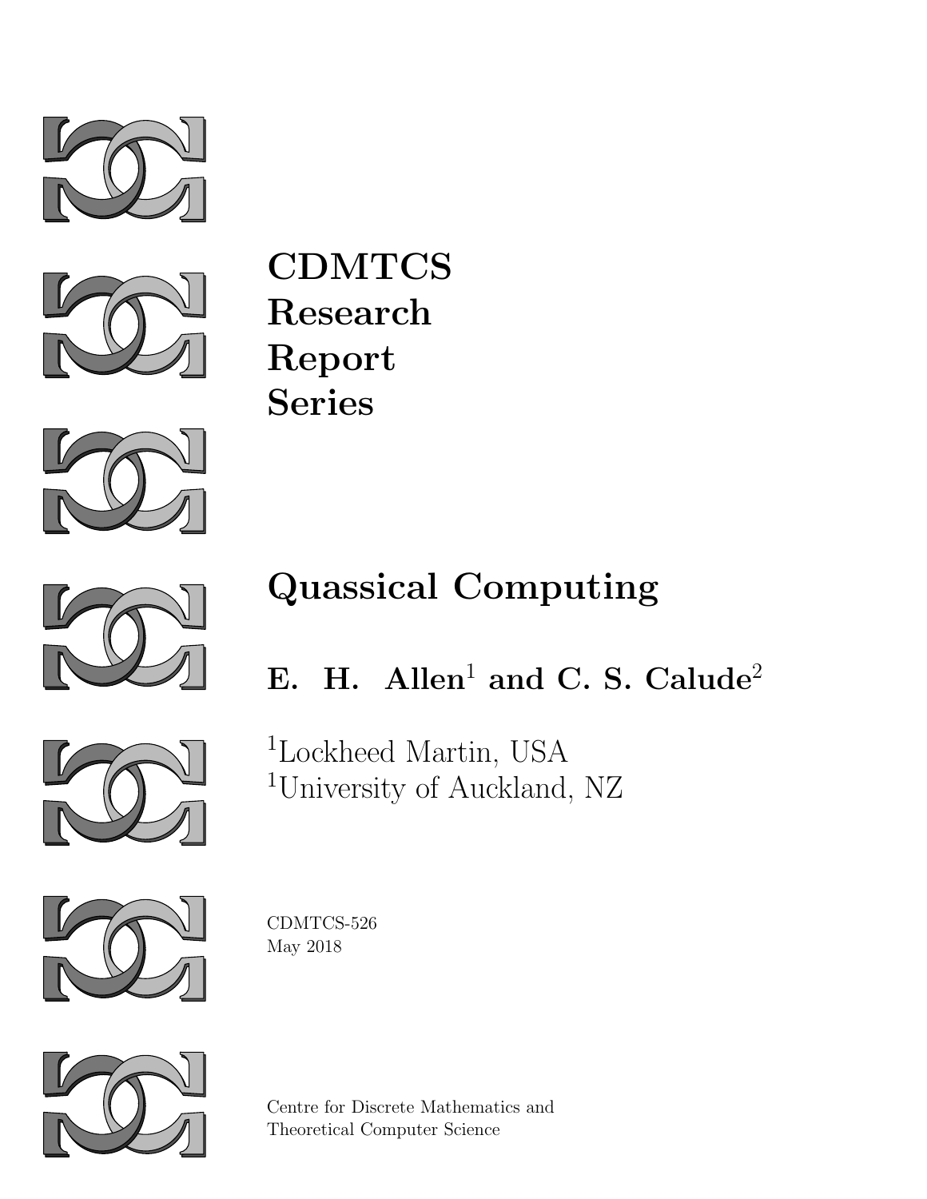# CDMTCS Research Report Series

# Quassical Computing

## E. H. Allen[1] and C. S. Calude[2]

[1]Lockheed Martin, USA
[1]University of Auckland, NZ

CDMTCS-526
May 2018

Centre for Discrete Mathematics and
Theoretical Computer Science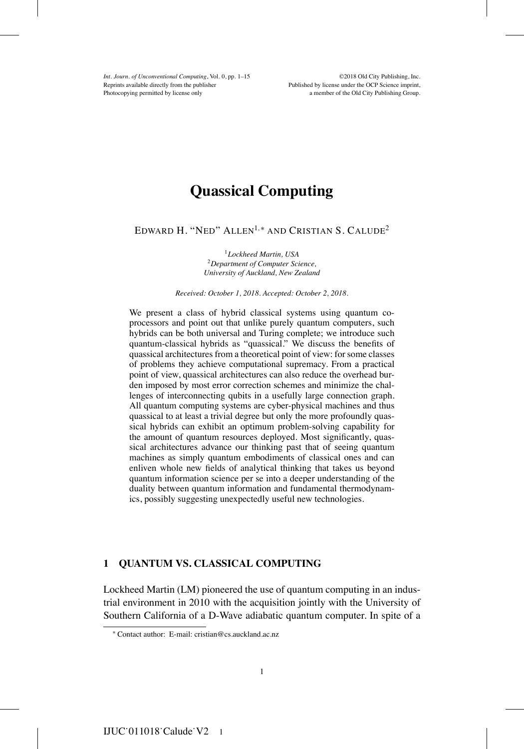# Quassical Computing

EDWARD H. "NED" ALLEN[1,*] AND CRISTIAN S. CALUDE[2]

[1]*Lockheed Martin, USA*
[2]*Department of Computer Science, University of Auckland, New Zealand*

*Received: October 1, 2018. Accepted: October 2, 2018.*

We present a class of hybrid classical systems using quantum co-processors and point out that unlike purely quantum computers, such hybrids can be both universal and Turing complete; we introduce such quantum-classical hybrids as "quassical." We discuss the benefits of quassical architectures from a theoretical point of view: for some classes of problems they achieve computational supremacy. From a practical point of view, quassical architectures can also reduce the overhead burden imposed by most error correction schemes and minimize the challenges of interconnecting qubits in a usefully large connection graph. All quantum computing systems are cyber-physical machines and thus quassical to at least a trivial degree but only the more profoundly quassical hybrids can exhibit an optimum problem-solving capability for the amount of quantum resources deployed. Most significantly, quassical architectures advance our thinking past that of seeing quantum machines as simply quantum embodiments of classical ones and can enliven whole new fields of analytical thinking that takes us beyond quantum information science per se into a deeper understanding of the duality between quantum information and fundamental thermodynamics, possibly suggesting unexpectedly useful new technologies.

## 1 QUANTUM VS. CLASSICAL COMPUTING

Lockheed Martin (LM) pioneered the use of quantum computing in an industrial environment in 2010 with the acquisition jointly with the University of Southern California of a D-Wave adiabatic quantum computer. In spite of a

[*] Contact author: E-mail: cristian@cs.auckland.ac.nz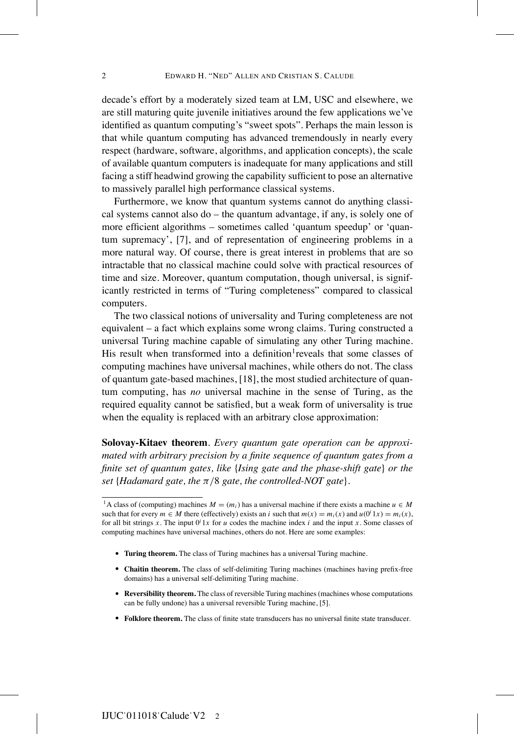decade's effort by a moderately sized team at LM, USC and elsewhere, we are still maturing quite juvenile initiatives around the few applications we've identified as quantum computing's "sweet spots". Perhaps the main lesson is that while quantum computing has advanced tremendously in nearly every respect (hardware, software, algorithms, and application concepts), the scale of available quantum computers is inadequate for many applications and still facing a stiff headwind growing the capability sufficient to pose an alternative to massively parallel high performance classical systems.

Furthermore, we know that quantum systems cannot do anything classical systems cannot also do – the quantum advantage, if any, is solely one of more efficient algorithms – sometimes called 'quantum speedup' or 'quantum supremacy', [7], and of representation of engineering problems in a more natural way. Of course, there is great interest in problems that are so intractable that no classical machine could solve with practical resources of time and size. Moreover, quantum computation, though universal, is significantly restricted in terms of "Turing completeness" compared to classical computers.

The two classical notions of universality and Turing completeness are not equivalent – a fact which explains some wrong claims. Turing constructed a universal Turing machine capable of simulating any other Turing machine. His result when transformed into a definition[1]reveals that some classes of computing machines have universal machines, while others do not. The class of quantum gate-based machines, [18], the most studied architecture of quantum computing, has *no* universal machine in the sense of Turing, as the required equality cannot be satisfied, but a weak form of universality is true when the equality is replaced with an arbitrary close approximation:

**Solovay-Kitaev theorem**. *Every quantum gate operation can be approximated with arbitrary precision by a finite sequence of quantum gates from a finite set of quantum gates, like* {*Ising gate and the phase-shift gate*} *or the set* {*Hadamard gate, the* $\pi/8$ *gate, the controlled-NOT gate*}.

[1] A class of (computing) machines $M = (m_i)$ has a universal machine if there exists a machine $u \in M$ such that for every $m \in M$ there (effectively) exists an $i$ such that $m(x) = m_i(x)$ and $u(0^i 1x) = m_i(x)$, for all bit strings $x$. The input $0^i 1x$ for $u$ codes the machine index $i$ and the input $x$. Some classes of computing machines have universal machines, others do not. Here are some examples:

- **Turing theorem.** The class of Turing machines has a universal Turing machine.
- **Chaitin theorem.** The class of self-delimiting Turing machines (machines having prefix-free domains) has a universal self-delimiting Turing machine.
- **Reversibility theorem.** The class of reversible Turing machines (machines whose computations can be fully undone) has a universal reversible Turing machine, [5].
- **Folklore theorem.** The class of finite state transducers has no universal finite state transducer.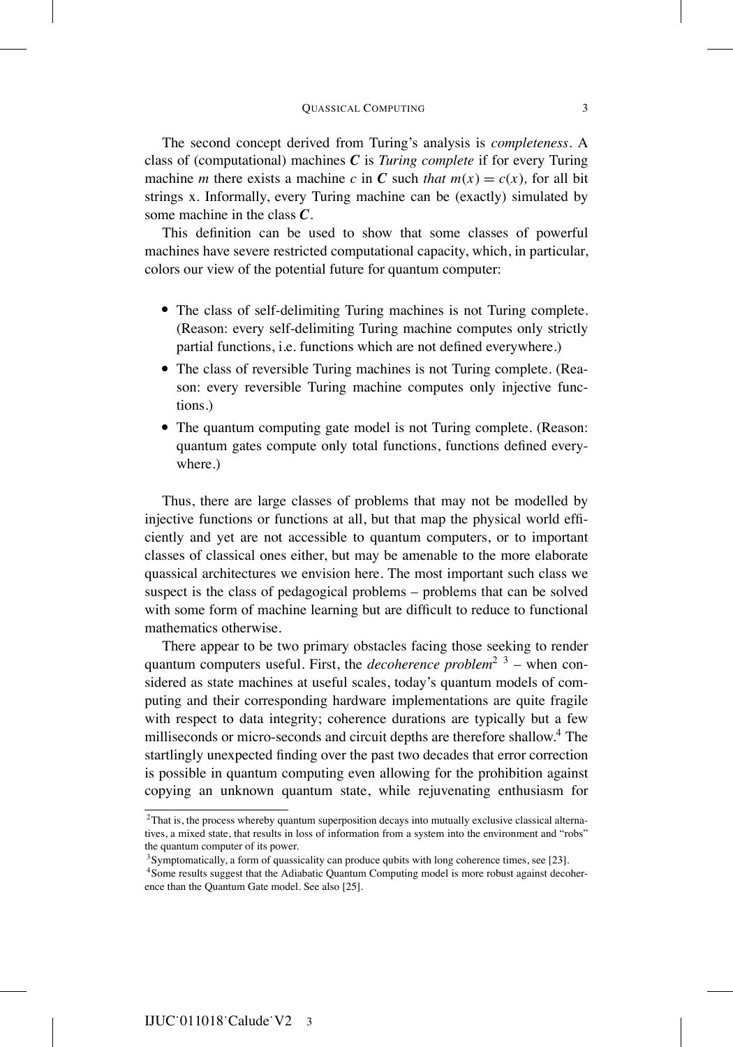The second concept derived from Turing's analysis is *completeness*. A class of (computational) machines $\boldsymbol{C}$ is *Turing complete* if for every Turing machine $m$ there exists a machine $c$ in $\boldsymbol{C}$ such *that* $m(x) = c(x)$, for all bit strings x. Informally, every Turing machine can be (exactly) simulated by some machine in the class $\boldsymbol{C}$.

This definition can be used to show that some classes of powerful machines have severe restricted computational capacity, which, in particular, colors our view of the potential future for quantum computer:

- The class of self-delimiting Turing machines is not Turing complete. (Reason: every self-delimiting Turing machine computes only strictly partial functions, i.e. functions which are not defined everywhere.)
- The class of reversible Turing machines is not Turing complete. (Reason: every reversible Turing machine computes only injective functions.)
- The quantum computing gate model is not Turing complete. (Reason: quantum gates compute only total functions, functions defined everywhere.)

Thus, there are large classes of problems that may not be modelled by injective functions or functions at all, but that map the physical world efficiently and yet are not accessible to quantum computers, or to important classes of classical ones either, but may be amenable to the more elaborate quassical architectures we envision here. The most important such class we suspect is the class of pedagogical problems – problems that can be solved with some form of machine learning but are difficult to reduce to functional mathematics otherwise.

There appear to be two primary obstacles facing those seeking to render quantum computers useful. First, the *decoherence problem*[2] [3] – when considered as state machines at useful scales, today's quantum models of computing and their corresponding hardware implementations are quite fragile with respect to data integrity; coherence durations are typically but a few milliseconds or micro-seconds and circuit depths are therefore shallow.[4] The startlingly unexpected finding over the past two decades that error correction is possible in quantum computing even allowing for the prohibition against copying an unknown quantum state, while rejuvenating enthusiasm for

[2] That is, the process whereby quantum superposition decays into mutually exclusive classical alternatives, a mixed state, that results in loss of information from a system into the environment and "robs" the quantum computer of its power.

[3] Symptomatically, a form of quassicality can produce qubits with long coherence times, see [23].

[4] Some results suggest that the Adiabatic Quantum Computing model is more robust against decoherence than the Quantum Gate model. See also [25].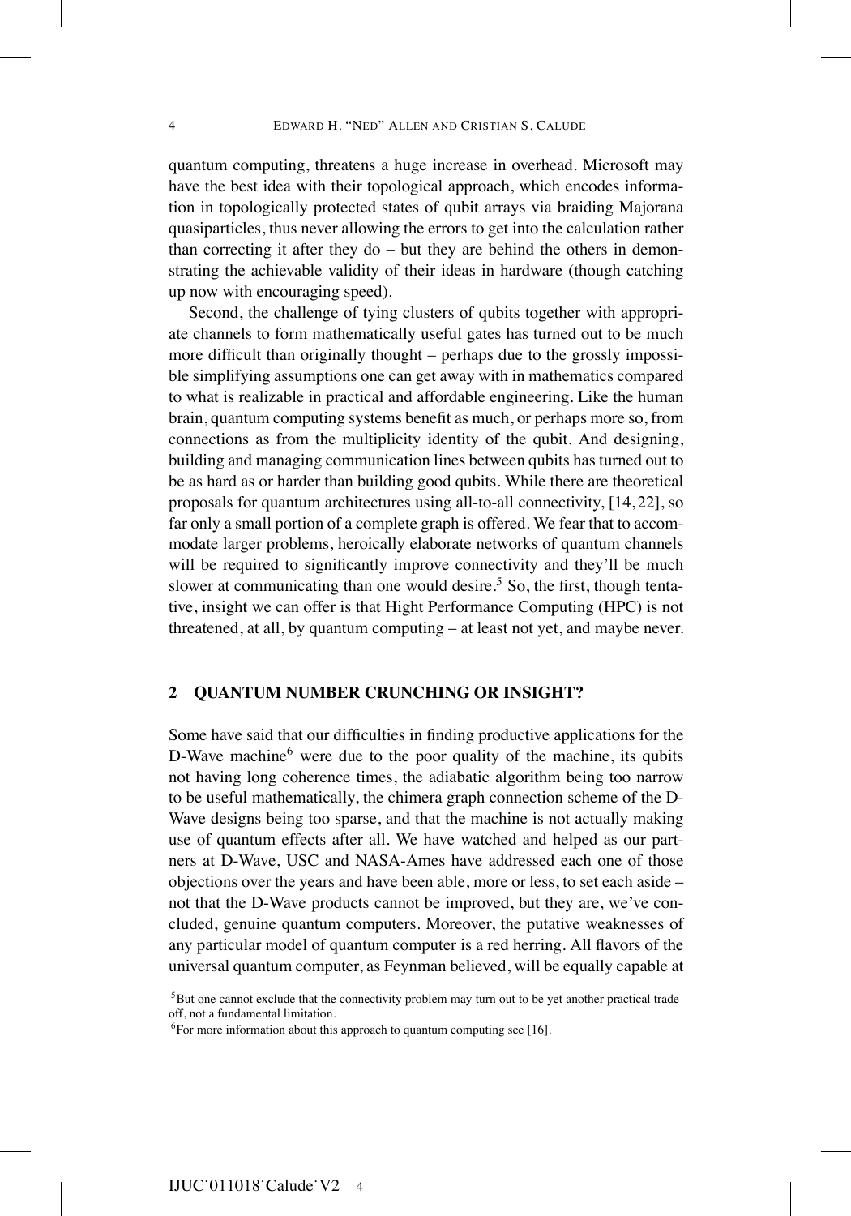quantum computing, threatens a huge increase in overhead. Microsoft may have the best idea with their topological approach, which encodes information in topologically protected states of qubit arrays via braiding Majorana quasiparticles, thus never allowing the errors to get into the calculation rather than correcting it after they do – but they are behind the others in demonstrating the achievable validity of their ideas in hardware (though catching up now with encouraging speed).

Second, the challenge of tying clusters of qubits together with appropriate channels to form mathematically useful gates has turned out to be much more difficult than originally thought – perhaps due to the grossly impossible simplifying assumptions one can get away with in mathematics compared to what is realizable in practical and affordable engineering. Like the human brain, quantum computing systems benefit as much, or perhaps more so, from connections as from the multiplicity identity of the qubit. And designing, building and managing communication lines between qubits has turned out to be as hard as or harder than building good qubits. While there are theoretical proposals for quantum architectures using all-to-all connectivity, [14, 22], so far only a small portion of a complete graph is offered. We fear that to accommodate larger problems, heroically elaborate networks of quantum channels will be required to significantly improve connectivity and they'll be much slower at communicating than one would desire.[5] So, the first, though tentative, insight we can offer is that Hight Performance Computing (HPC) is not threatened, at all, by quantum computing – at least not yet, and maybe never.

## 2 QUANTUM NUMBER CRUNCHING OR INSIGHT?

Some have said that our difficulties in finding productive applications for the D-Wave machine[6] were due to the poor quality of the machine, its qubits not having long coherence times, the adiabatic algorithm being too narrow to be useful mathematically, the chimera graph connection scheme of the D-Wave designs being too sparse, and that the machine is not actually making use of quantum effects after all. We have watched and helped as our partners at D-Wave, USC and NASA-Ames have addressed each one of those objections over the years and have been able, more or less, to set each aside – not that the D-Wave products cannot be improved, but they are, we've concluded, genuine quantum computers. Moreover, the putative weaknesses of any particular model of quantum computer is a red herring. All flavors of the universal quantum computer, as Feynman believed, will be equally capable at

[5] But one cannot exclude that the connectivity problem may turn out to be yet another practical trade-off, not a fundamental limitation.

[6] For more information about this approach to quantum computing see [16].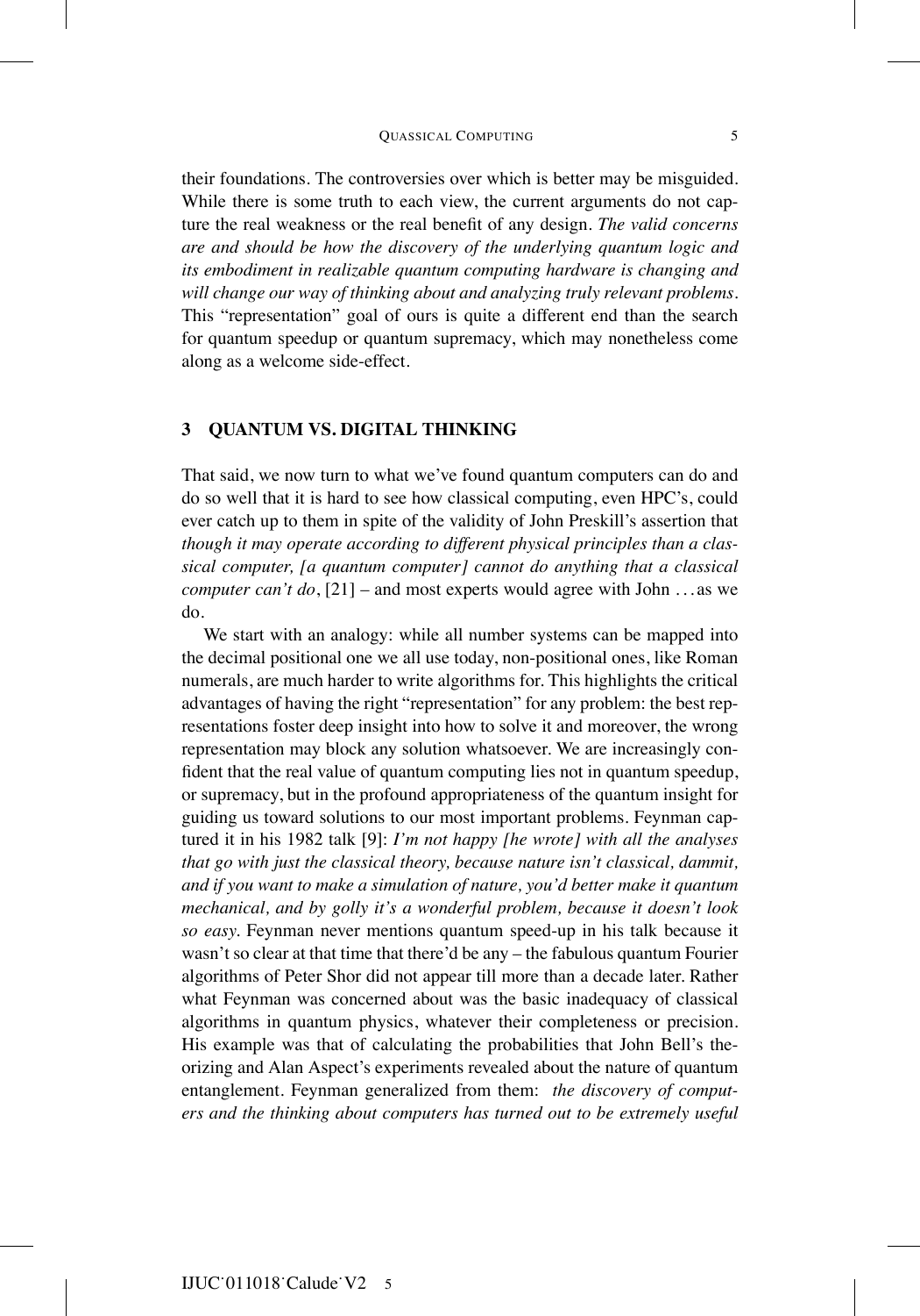their foundations. The controversies over which is better may be misguided. While there is some truth to each view, the current arguments do not capture the real weakness or the real benefit of any design. *The valid concerns are and should be how the discovery of the underlying quantum logic and its embodiment in realizable quantum computing hardware is changing and will change our way of thinking about and analyzing truly relevant problems.* This "representation" goal of ours is quite a different end than the search for quantum speedup or quantum supremacy, which may nonetheless come along as a welcome side-effect.

## 3 QUANTUM VS. DIGITAL THINKING

That said, we now turn to what we've found quantum computers can do and do so well that it is hard to see how classical computing, even HPC's, could ever catch up to them in spite of the validity of John Preskill's assertion that *though it may operate according to different physical principles than a classical computer, [a quantum computer] cannot do anything that a classical computer can't do*, [21] – and most experts would agree with John . . . as we do.

We start with an analogy: while all number systems can be mapped into the decimal positional one we all use today, non-positional ones, like Roman numerals, are much harder to write algorithms for. This highlights the critical advantages of having the right "representation" for any problem: the best representations foster deep insight into how to solve it and moreover, the wrong representation may block any solution whatsoever. We are increasingly confident that the real value of quantum computing lies not in quantum speedup, or supremacy, but in the profound appropriateness of the quantum insight for guiding us toward solutions to our most important problems. Feynman captured it in his 1982 talk [9]: *I'm not happy [he wrote] with all the analyses that go with just the classical theory, because nature isn't classical, dammit, and if you want to make a simulation of nature, you'd better make it quantum mechanical, and by golly it's a wonderful problem, because it doesn't look so easy.* Feynman never mentions quantum speed-up in his talk because it wasn't so clear at that time that there'd be any – the fabulous quantum Fourier algorithms of Peter Shor did not appear till more than a decade later. Rather what Feynman was concerned about was the basic inadequacy of classical algorithms in quantum physics, whatever their completeness or precision. His example was that of calculating the probabilities that John Bell's theorizing and Alan Aspect's experiments revealed about the nature of quantum entanglement. Feynman generalized from them: *the discovery of computers and the thinking about computers has turned out to be extremely useful*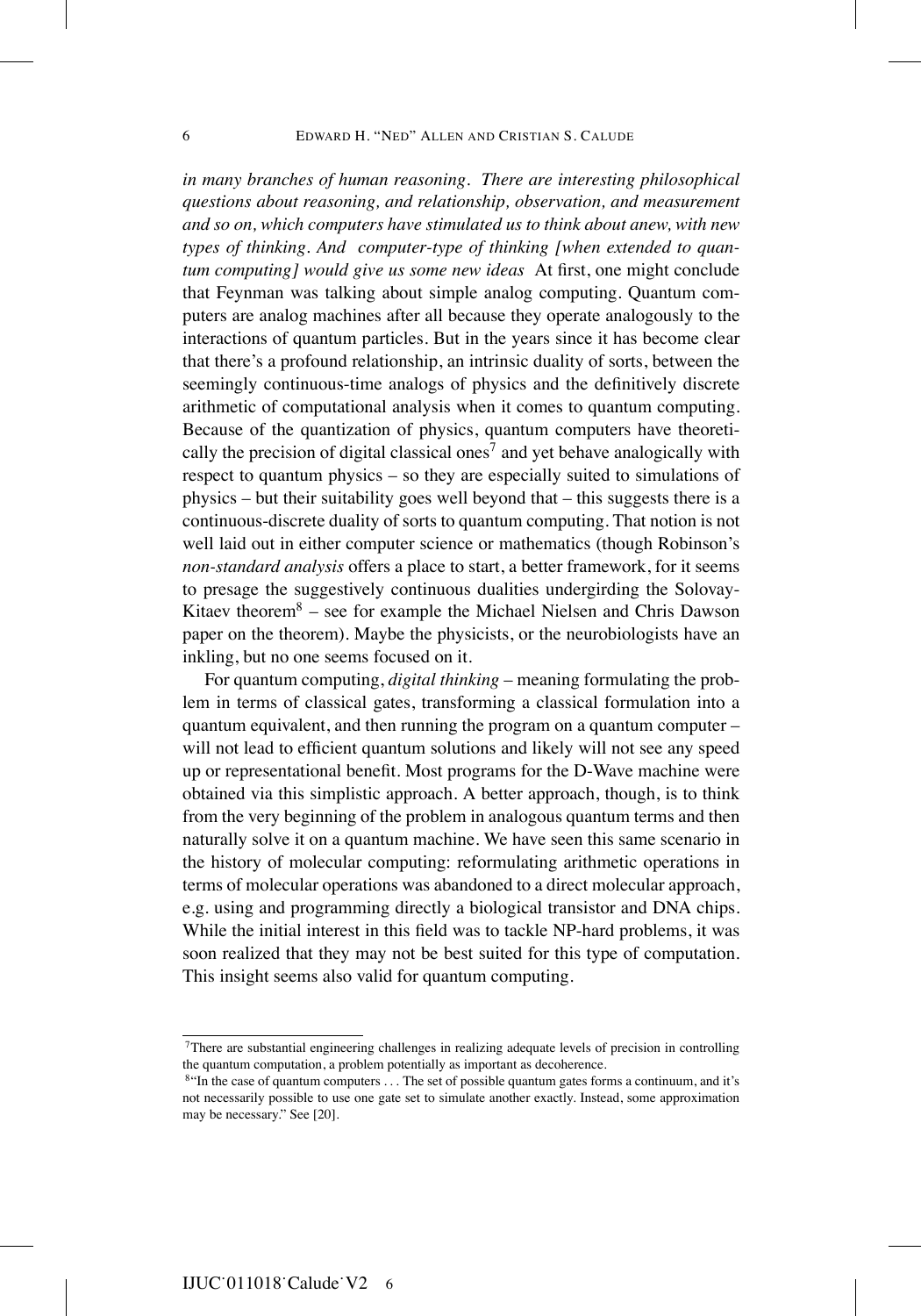*in many branches of human reasoning. There are interesting philosophical questions about reasoning, and relationship, observation, and measurement and so on, which computers have stimulated us to think about anew, with new types of thinking. And computer-type of thinking [when extended to quantum computing] would give us some new ideas* At first, one might conclude that Feynman was talking about simple analog computing. Quantum computers are analog machines after all because they operate analogously to the interactions of quantum particles. But in the years since it has become clear that there's a profound relationship, an intrinsic duality of sorts, between the seemingly continuous-time analogs of physics and the definitively discrete arithmetic of computational analysis when it comes to quantum computing. Because of the quantization of physics, quantum computers have theoretically the precision of digital classical ones[7] and yet behave analogically with respect to quantum physics – so they are especially suited to simulations of physics – but their suitability goes well beyond that – this suggests there is a continuous-discrete duality of sorts to quantum computing. That notion is not well laid out in either computer science or mathematics (though Robinson's *non-standard analysis* offers a place to start, a better framework, for it seems to presage the suggestively continuous dualities undergirding the Solovay-Kitaev theorem[8] – see for example the Michael Nielsen and Chris Dawson paper on the theorem). Maybe the physicists, or the neurobiologists have an inkling, but no one seems focused on it.

For quantum computing, *digital thinking* – meaning formulating the problem in terms of classical gates, transforming a classical formulation into a quantum equivalent, and then running the program on a quantum computer – will not lead to efficient quantum solutions and likely will not see any speed up or representational benefit. Most programs for the D-Wave machine were obtained via this simplistic approach. A better approach, though, is to think from the very beginning of the problem in analogous quantum terms and then naturally solve it on a quantum machine. We have seen this same scenario in the history of molecular computing: reformulating arithmetic operations in terms of molecular operations was abandoned to a direct molecular approach, e.g. using and programming directly a biological transistor and DNA chips. While the initial interest in this field was to tackle NP-hard problems, it was soon realized that they may not be best suited for this type of computation. This insight seems also valid for quantum computing.

---

[7] There are substantial engineering challenges in realizing adequate levels of precision in controlling the quantum computation, a problem potentially as important as decoherence.

[8] "In the case of quantum computers . . . The set of possible quantum gates forms a continuum, and it's not necessarily possible to use one gate set to simulate another exactly. Instead, some approximation may be necessary." See [20].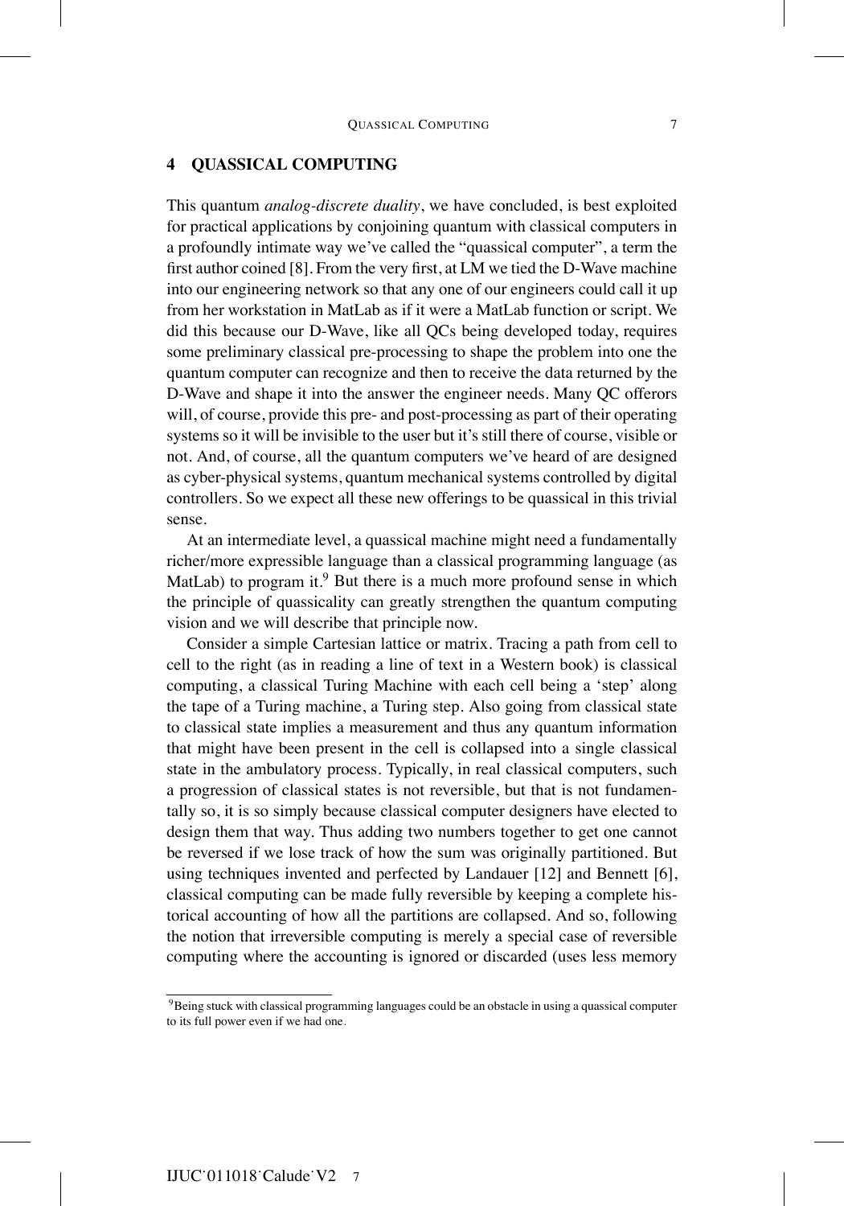## 4 QUASSICAL COMPUTING

This quantum *analog-discrete duality*, we have concluded, is best exploited for practical applications by conjoining quantum with classical computers in a profoundly intimate way we've called the "quassical computer", a term the first author coined [8]. From the very first, at LM we tied the D-Wave machine into our engineering network so that any one of our engineers could call it up from her workstation in MatLab as if it were a MatLab function or script. We did this because our D-Wave, like all QCs being developed today, requires some preliminary classical pre-processing to shape the problem into one the quantum computer can recognize and then to receive the data returned by the D-Wave and shape it into the answer the engineer needs. Many QC offerors will, of course, provide this pre- and post-processing as part of their operating systems so it will be invisible to the user but it's still there of course, visible or not. And, of course, all the quantum computers we've heard of are designed as cyber-physical systems, quantum mechanical systems controlled by digital controllers. So we expect all these new offerings to be quassical in this trivial sense.

At an intermediate level, a quassical machine might need a fundamentally richer/more expressible language than a classical programming language (as MatLab) to program it.[9] But there is a much more profound sense in which the principle of quassicality can greatly strengthen the quantum computing vision and we will describe that principle now.

Consider a simple Cartesian lattice or matrix. Tracing a path from cell to cell to the right (as in reading a line of text in a Western book) is classical computing, a classical Turing Machine with each cell being a 'step' along the tape of a Turing machine, a Turing step. Also going from classical state to classical state implies a measurement and thus any quantum information that might have been present in the cell is collapsed into a single classical state in the ambulatory process. Typically, in real classical computers, such a progression of classical states is not reversible, but that is not fundamentally so, it is so simply because classical computer designers have elected to design them that way. Thus adding two numbers together to get one cannot be reversed if we lose track of how the sum was originally partitioned. But using techniques invented and perfected by Landauer [12] and Bennett [6], classical computing can be made fully reversible by keeping a complete historical accounting of how all the partitions are collapsed. And so, following the notion that irreversible computing is merely a special case of reversible computing where the accounting is ignored or discarded (uses less memory

[9] Being stuck with classical programming languages could be an obstacle in using a quassical computer to its full power even if we had one.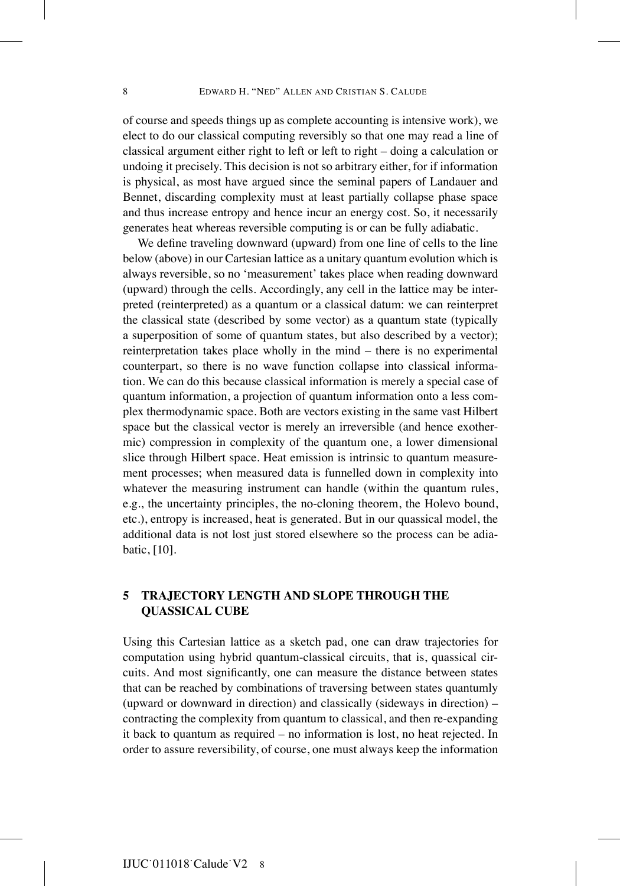of course and speeds things up as complete accounting is intensive work), we elect to do our classical computing reversibly so that one may read a line of classical argument either right to left or left to right – doing a calculation or undoing it precisely. This decision is not so arbitrary either, for if information is physical, as most have argued since the seminal papers of Landauer and Bennet, discarding complexity must at least partially collapse phase space and thus increase entropy and hence incur an energy cost. So, it necessarily generates heat whereas reversible computing is or can be fully adiabatic.

We define traveling downward (upward) from one line of cells to the line below (above) in our Cartesian lattice as a unitary quantum evolution which is always reversible, so no 'measurement' takes place when reading downward (upward) through the cells. Accordingly, any cell in the lattice may be interpreted (reinterpreted) as a quantum or a classical datum: we can reinterpret the classical state (described by some vector) as a quantum state (typically a superposition of some of quantum states, but also described by a vector); reinterpretation takes place wholly in the mind – there is no experimental counterpart, so there is no wave function collapse into classical information. We can do this because classical information is merely a special case of quantum information, a projection of quantum information onto a less complex thermodynamic space. Both are vectors existing in the same vast Hilbert space but the classical vector is merely an irreversible (and hence exothermic) compression in complexity of the quantum one, a lower dimensional slice through Hilbert space. Heat emission is intrinsic to quantum measurement processes; when measured data is funnelled down in complexity into whatever the measuring instrument can handle (within the quantum rules, e.g., the uncertainty principles, the no-cloning theorem, the Holevo bound, etc.), entropy is increased, heat is generated. But in our quassical model, the additional data is not lost just stored elsewhere so the process can be adiabatic, [10].

## 5 TRAJECTORY LENGTH AND SLOPE THROUGH THE QUASSICAL CUBE

Using this Cartesian lattice as a sketch pad, one can draw trajectories for computation using hybrid quantum-classical circuits, that is, quassical circuits. And most significantly, one can measure the distance between states that can be reached by combinations of traversing between states quantumly (upward or downward in direction) and classically (sideways in direction) – contracting the complexity from quantum to classical, and then re-expanding it back to quantum as required – no information is lost, no heat rejected. In order to assure reversibility, of course, one must always keep the information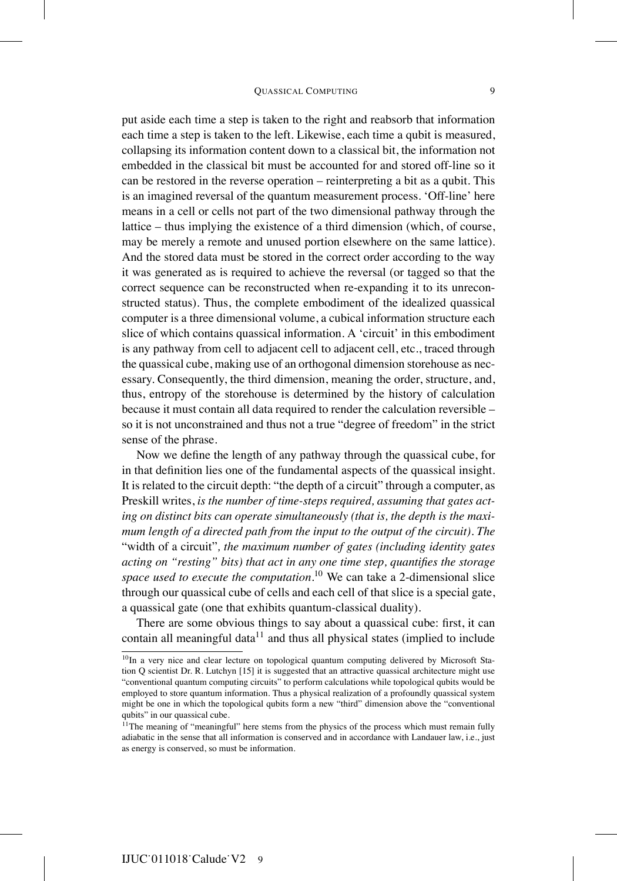put aside each time a step is taken to the right and reabsorb that information each time a step is taken to the left. Likewise, each time a qubit is measured, collapsing its information content down to a classical bit, the information not embedded in the classical bit must be accounted for and stored off-line so it can be restored in the reverse operation – reinterpreting a bit as a qubit. This is an imagined reversal of the quantum measurement process. 'Off-line' here means in a cell or cells not part of the two dimensional pathway through the lattice – thus implying the existence of a third dimension (which, of course, may be merely a remote and unused portion elsewhere on the same lattice). And the stored data must be stored in the correct order according to the way it was generated as is required to achieve the reversal (or tagged so that the correct sequence can be reconstructed when re-expanding it to its unreconstructed status). Thus, the complete embodiment of the idealized quassical computer is a three dimensional volume, a cubical information structure each slice of which contains quassical information. A 'circuit' in this embodiment is any pathway from cell to adjacent cell to adjacent cell, etc., traced through the quassical cube, making use of an orthogonal dimension storehouse as necessary. Consequently, the third dimension, meaning the order, structure, and, thus, entropy of the storehouse is determined by the history of calculation because it must contain all data required to render the calculation reversible – so it is not unconstrained and thus not a true "degree of freedom" in the strict sense of the phrase.

Now we define the length of any pathway through the quassical cube, for in that definition lies one of the fundamental aspects of the quassical insight. It is related to the circuit depth: "the depth of a circuit" through a computer, as Preskill writes, *is the number of time-steps required, assuming that gates acting on distinct bits can operate simultaneously (that is, the depth is the maximum length of a directed path from the input to the output of the circuit). The* "width of a circuit"*, the maximum number of gates (including identity gates acting on "resting" bits) that act in any one time step, quantifies the storage space used to execute the computation.*[10] We can take a 2-dimensional slice through our quassical cube of cells and each cell of that slice is a special gate, a quassical gate (one that exhibits quantum-classical duality).

There are some obvious things to say about a quassical cube: first, it can contain all meaningful data[11] and thus all physical states (implied to include

[10] In a very nice and clear lecture on topological quantum computing delivered by Microsoft Station Q scientist Dr. R. Lutchyn [15] it is suggested that an attractive quassical architecture might use "conventional quantum computing circuits" to perform calculations while topological qubits would be employed to store quantum information. Thus a physical realization of a profoundly quassical system might be one in which the topological qubits form a new "third" dimension above the "conventional qubits" in our quassical cube.

[11] The meaning of "meaningful" here stems from the physics of the process which must remain fully adiabatic in the sense that all information is conserved and in accordance with Landauer law, i.e., just as energy is conserved, so must be information.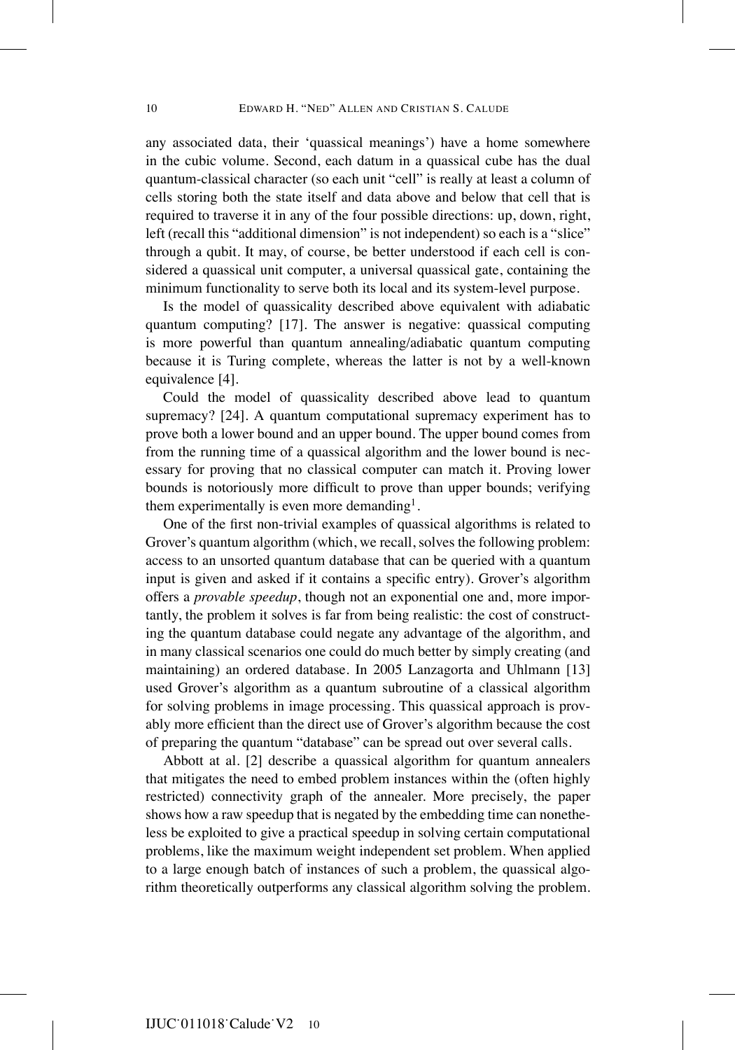any associated data, their 'quassical meanings') have a home somewhere in the cubic volume. Second, each datum in a quassical cube has the dual quantum-classical character (so each unit "cell" is really at least a column of cells storing both the state itself and data above and below that cell that is required to traverse it in any of the four possible directions: up, down, right, left (recall this "additional dimension" is not independent) so each is a "slice" through a qubit. It may, of course, be better understood if each cell is considered a quassical unit computer, a universal quassical gate, containing the minimum functionality to serve both its local and its system-level purpose.

Is the model of quassicality described above equivalent with adiabatic quantum computing? [17]. The answer is negative: quassical computing is more powerful than quantum annealing/adiabatic quantum computing because it is Turing complete, whereas the latter is not by a well-known equivalence [4].

Could the model of quassicality described above lead to quantum supremacy? [24]. A quantum computational supremacy experiment has to prove both a lower bound and an upper bound. The upper bound comes from from the running time of a quassical algorithm and the lower bound is necessary for proving that no classical computer can match it. Proving lower bounds is notoriously more difficult to prove than upper bounds; verifying them experimentally is even more demanding[1].

One of the first non-trivial examples of quassical algorithms is related to Grover's quantum algorithm (which, we recall, solves the following problem: access to an unsorted quantum database that can be queried with a quantum input is given and asked if it contains a specific entry). Grover's algorithm offers a *provable speedup*, though not an exponential one and, more importantly, the problem it solves is far from being realistic: the cost of constructing the quantum database could negate any advantage of the algorithm, and in many classical scenarios one could do much better by simply creating (and maintaining) an ordered database. In 2005 Lanzagorta and Uhlmann [13] used Grover's algorithm as a quantum subroutine of a classical algorithm for solving problems in image processing. This quassical approach is provably more efficient than the direct use of Grover's algorithm because the cost of preparing the quantum "database" can be spread out over several calls.

Abbott at al. [2] describe a quassical algorithm for quantum annealers that mitigates the need to embed problem instances within the (often highly restricted) connectivity graph of the annealer. More precisely, the paper shows how a raw speedup that is negated by the embedding time can nonetheless be exploited to give a practical speedup in solving certain computational problems, like the maximum weight independent set problem. When applied to a large enough batch of instances of such a problem, the quassical algorithm theoretically outperforms any classical algorithm solving the problem.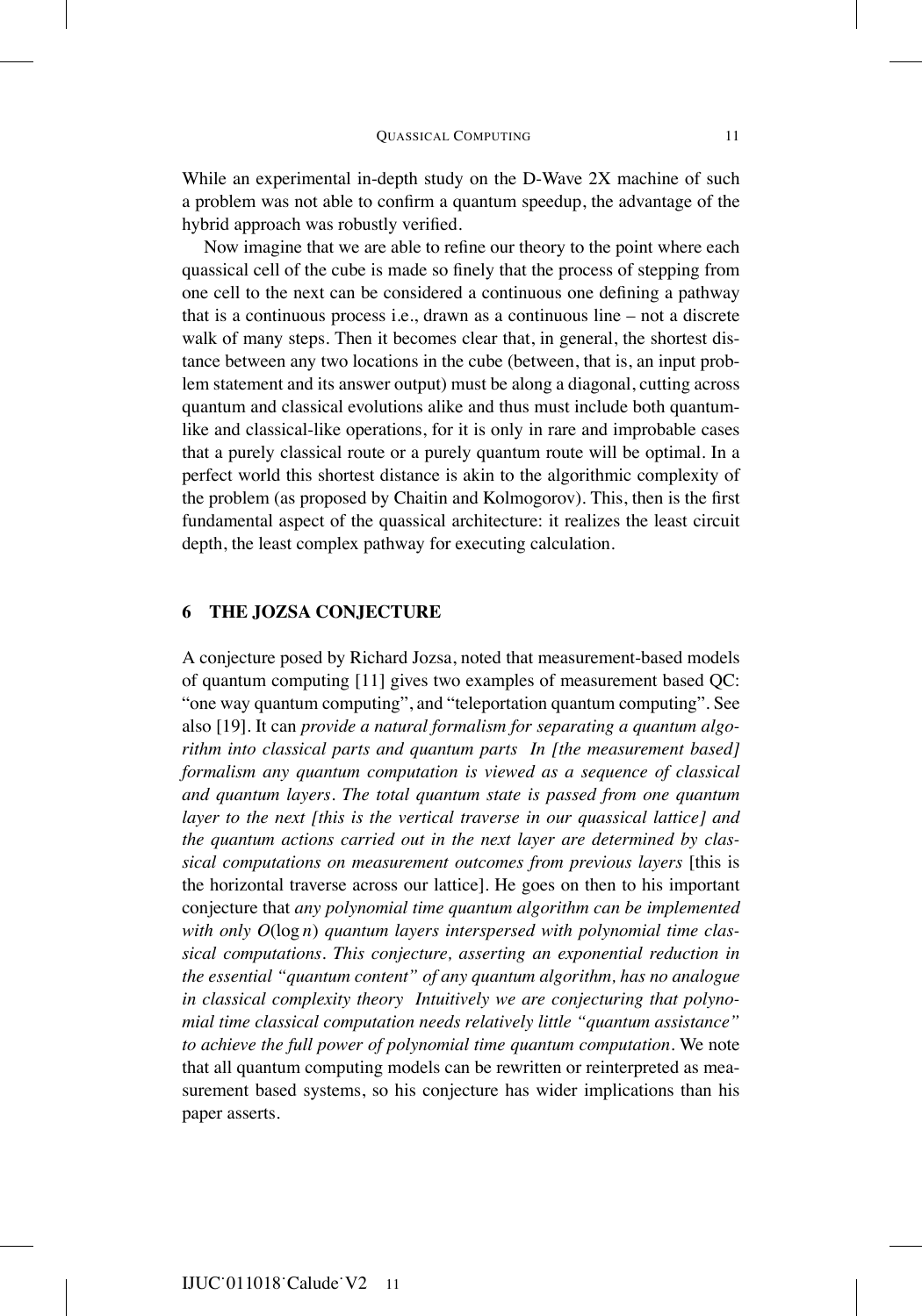While an experimental in-depth study on the D-Wave 2X machine of such a problem was not able to confirm a quantum speedup, the advantage of the hybrid approach was robustly verified.

Now imagine that we are able to refine our theory to the point where each quassical cell of the cube is made so finely that the process of stepping from one cell to the next can be considered a continuous one defining a pathway that is a continuous process i.e., drawn as a continuous line – not a discrete walk of many steps. Then it becomes clear that, in general, the shortest distance between any two locations in the cube (between, that is, an input problem statement and its answer output) must be along a diagonal, cutting across quantum and classical evolutions alike and thus must include both quantum-like and classical-like operations, for it is only in rare and improbable cases that a purely classical route or a purely quantum route will be optimal. In a perfect world this shortest distance is akin to the algorithmic complexity of the problem (as proposed by Chaitin and Kolmogorov). This, then is the first fundamental aspect of the quassical architecture: it realizes the least circuit depth, the least complex pathway for executing calculation.

## 6 THE JOZSA CONJECTURE

A conjecture posed by Richard Jozsa, noted that measurement-based models of quantum computing [11] gives two examples of measurement based QC: "one way quantum computing", and "teleportation quantum computing". See also [19]. It can *provide a natural formalism for separating a quantum algorithm into classical parts and quantum parts In [the measurement based] formalism any quantum computation is viewed as a sequence of classical and quantum layers. The total quantum state is passed from one quantum layer to the next [this is the vertical traverse in our quassical lattice] and the quantum actions carried out in the next layer are determined by classical computations on measurement outcomes from previous layers* [this is the horizontal traverse across our lattice]. He goes on then to his important conjecture that *any polynomial time quantum algorithm can be implemented with only $O(\log n)$ quantum layers interspersed with polynomial time classical computations. This conjecture, asserting an exponential reduction in the essential "quantum content" of any quantum algorithm, has no analogue in classical complexity theory Intuitively we are conjecturing that polynomial time classical computation needs relatively little "quantum assistance" to achieve the full power of polynomial time quantum computation*. We note that all quantum computing models can be rewritten or reinterpreted as measurement based systems, so his conjecture has wider implications than his paper asserts.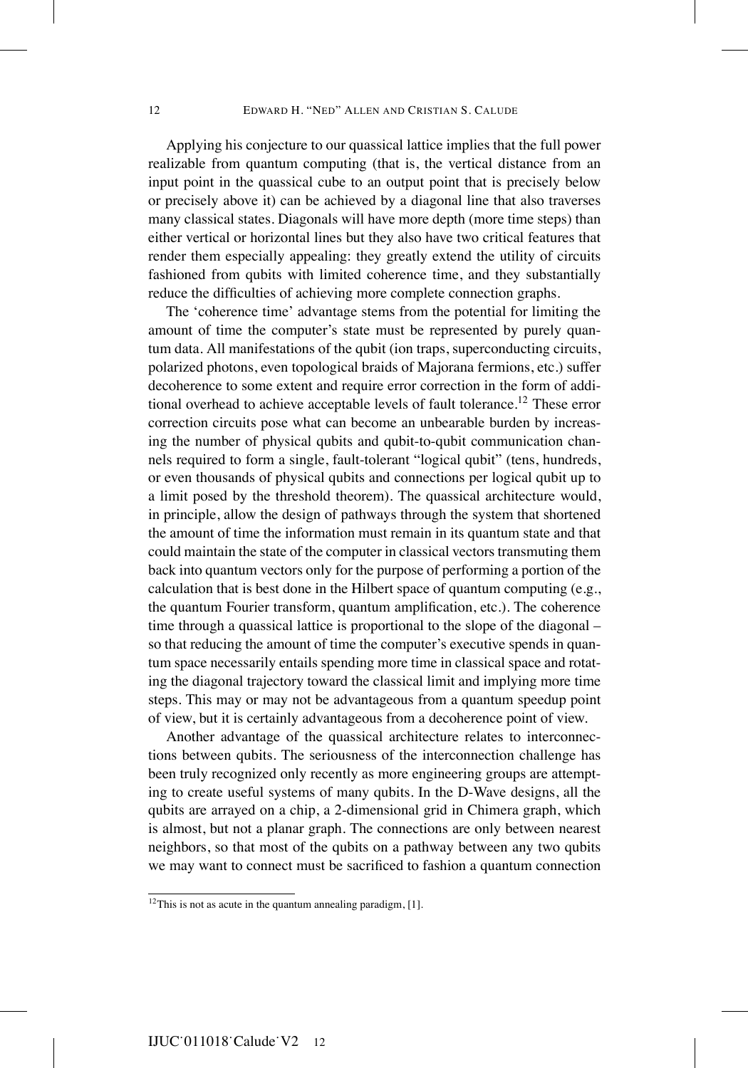Applying his conjecture to our quassical lattice implies that the full power realizable from quantum computing (that is, the vertical distance from an input point in the quassical cube to an output point that is precisely below or precisely above it) can be achieved by a diagonal line that also traverses many classical states. Diagonals will have more depth (more time steps) than either vertical or horizontal lines but they also have two critical features that render them especially appealing: they greatly extend the utility of circuits fashioned from qubits with limited coherence time, and they substantially reduce the difficulties of achieving more complete connection graphs.

The 'coherence time' advantage stems from the potential for limiting the amount of time the computer's state must be represented by purely quantum data. All manifestations of the qubit (ion traps, superconducting circuits, polarized photons, even topological braids of Majorana fermions, etc.) suffer decoherence to some extent and require error correction in the form of additional overhead to achieve acceptable levels of fault tolerance.[12] These error correction circuits pose what can become an unbearable burden by increasing the number of physical qubits and qubit-to-qubit communication channels required to form a single, fault-tolerant "logical qubit" (tens, hundreds, or even thousands of physical qubits and connections per logical qubit up to a limit posed by the threshold theorem). The quassical architecture would, in principle, allow the design of pathways through the system that shortened the amount of time the information must remain in its quantum state and that could maintain the state of the computer in classical vectors transmuting them back into quantum vectors only for the purpose of performing a portion of the calculation that is best done in the Hilbert space of quantum computing (e.g., the quantum Fourier transform, quantum amplification, etc.). The coherence time through a quassical lattice is proportional to the slope of the diagonal – so that reducing the amount of time the computer's executive spends in quantum space necessarily entails spending more time in classical space and rotating the diagonal trajectory toward the classical limit and implying more time steps. This may or may not be advantageous from a quantum speedup point of view, but it is certainly advantageous from a decoherence point of view.

Another advantage of the quassical architecture relates to interconnections between qubits. The seriousness of the interconnection challenge has been truly recognized only recently as more engineering groups are attempting to create useful systems of many qubits. In the D-Wave designs, all the qubits are arrayed on a chip, a 2-dimensional grid in Chimera graph, which is almost, but not a planar graph. The connections are only between nearest neighbors, so that most of the qubits on a pathway between any two qubits we may want to connect must be sacrificed to fashion a quantum connection

[12] This is not as acute in the quantum annealing paradigm, [1].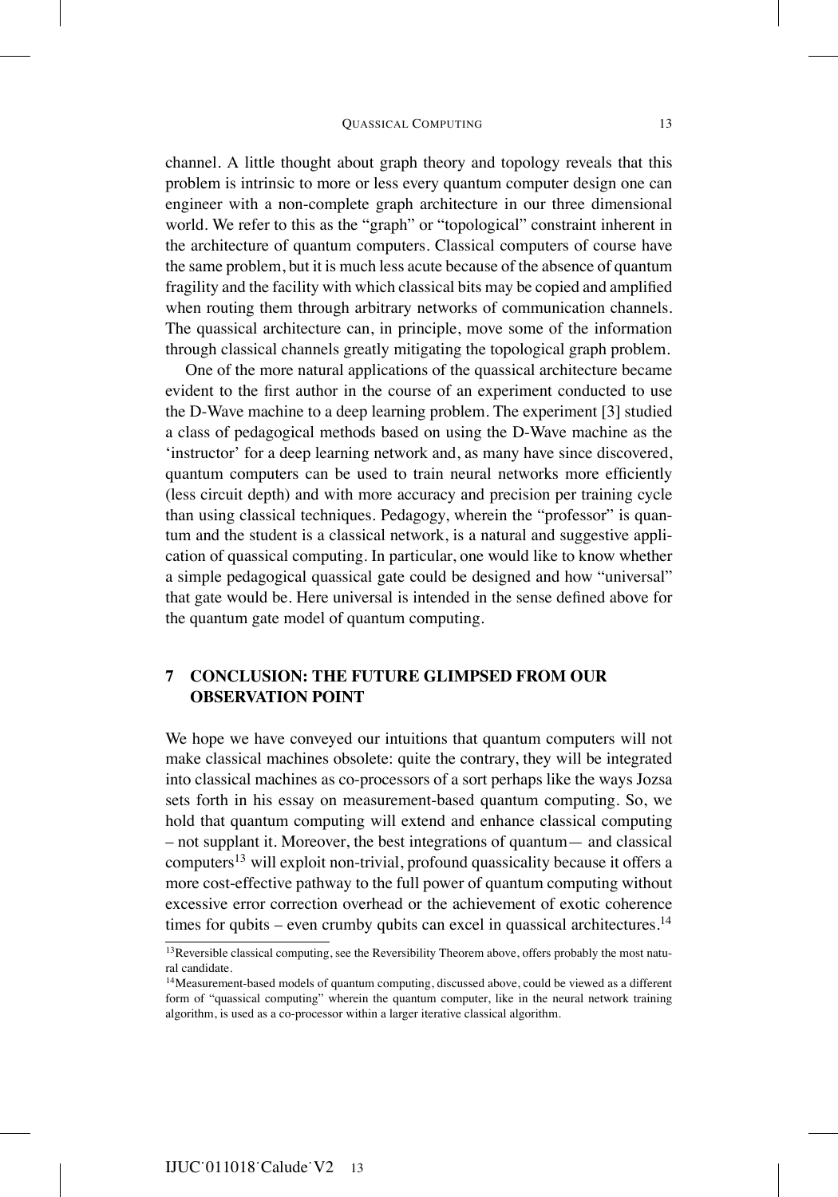channel. A little thought about graph theory and topology reveals that this problem is intrinsic to more or less every quantum computer design one can engineer with a non-complete graph architecture in our three dimensional world. We refer to this as the "graph" or "topological" constraint inherent in the architecture of quantum computers. Classical computers of course have the same problem, but it is much less acute because of the absence of quantum fragility and the facility with which classical bits may be copied and amplified when routing them through arbitrary networks of communication channels. The quassical architecture can, in principle, move some of the information through classical channels greatly mitigating the topological graph problem.

One of the more natural applications of the quassical architecture became evident to the first author in the course of an experiment conducted to use the D-Wave machine to a deep learning problem. The experiment [3] studied a class of pedagogical methods based on using the D-Wave machine as the 'instructor' for a deep learning network and, as many have since discovered, quantum computers can be used to train neural networks more efficiently (less circuit depth) and with more accuracy and precision per training cycle than using classical techniques. Pedagogy, wherein the "professor" is quantum and the student is a classical network, is a natural and suggestive application of quassical computing. In particular, one would like to know whether a simple pedagogical quassical gate could be designed and how "universal" that gate would be. Here universal is intended in the sense defined above for the quantum gate model of quantum computing.

## 7 CONCLUSION: THE FUTURE GLIMPSED FROM OUR OBSERVATION POINT

We hope we have conveyed our intuitions that quantum computers will not make classical machines obsolete: quite the contrary, they will be integrated into classical machines as co-processors of a sort perhaps like the ways Jozsa sets forth in his essay on measurement-based quantum computing. So, we hold that quantum computing will extend and enhance classical computing – not supplant it. Moreover, the best integrations of quantum— and classical computers[13] will exploit non-trivial, profound quassicality because it offers a more cost-effective pathway to the full power of quantum computing without excessive error correction overhead or the achievement of exotic coherence times for qubits – even crumby qubits can excel in quassical architectures.[14]

[13]Reversible classical computing, see the Reversibility Theorem above, offers probably the most natural candidate.

[14]Measurement-based models of quantum computing, discussed above, could be viewed as a different form of "quassical computing" wherein the quantum computer, like in the neural network training algorithm, is used as a co-processor within a larger iterative classical algorithm.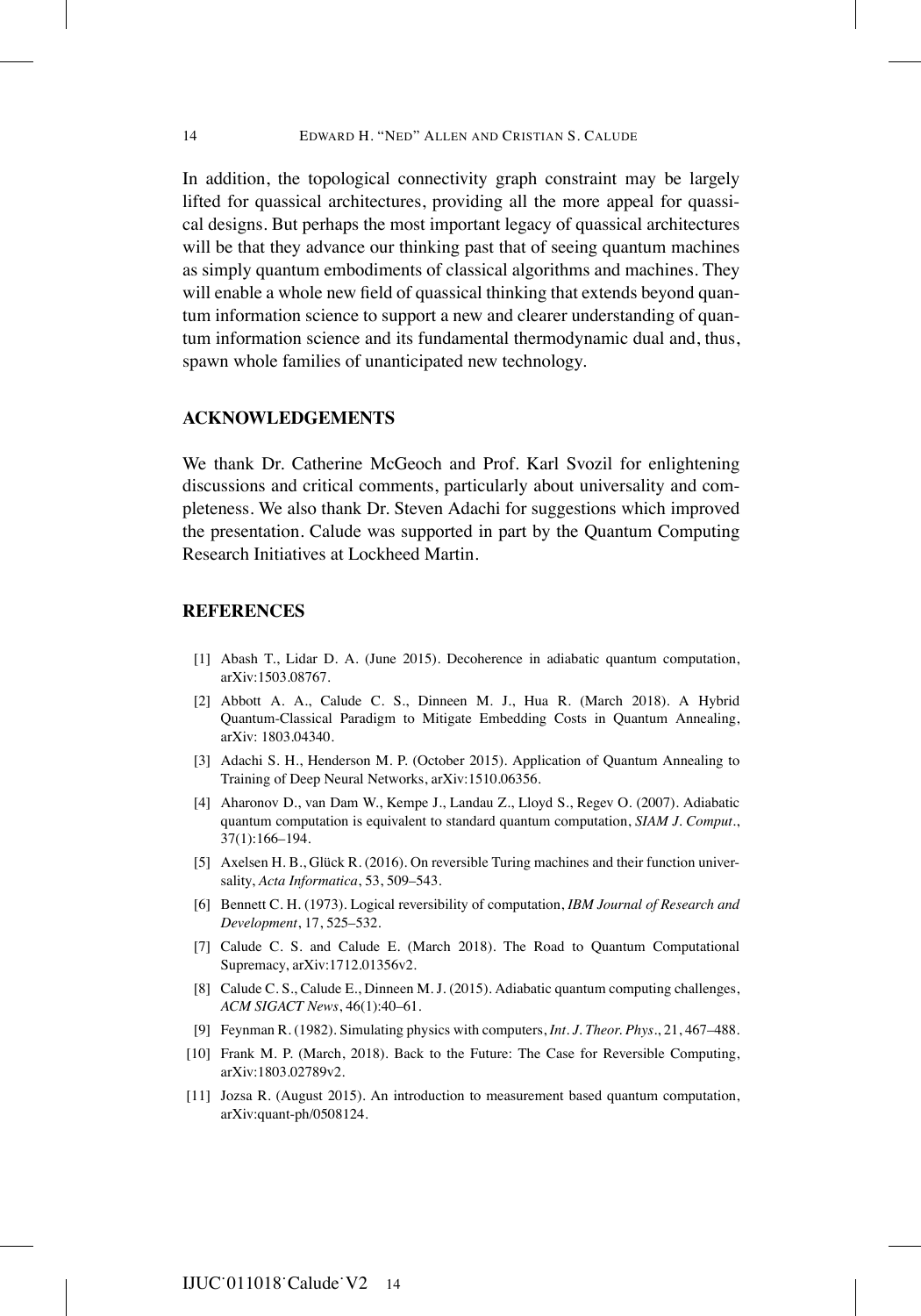In addition, the topological connectivity graph constraint may be largely lifted for quassical architectures, providing all the more appeal for quassical designs. But perhaps the most important legacy of quassical architectures will be that they advance our thinking past that of seeing quantum machines as simply quantum embodiments of classical algorithms and machines. They will enable a whole new field of quassical thinking that extends beyond quantum information science to support a new and clearer understanding of quantum information science and its fundamental thermodynamic dual and, thus, spawn whole families of unanticipated new technology.

## ACKNOWLEDGEMENTS

We thank Dr. Catherine McGeoch and Prof. Karl Svozil for enlightening discussions and critical comments, particularly about universality and completeness. We also thank Dr. Steven Adachi for suggestions which improved the presentation. Calude was supported in part by the Quantum Computing Research Initiatives at Lockheed Martin.

## REFERENCES

[1] Abash T., Lidar D. A. (June 2015). Decoherence in adiabatic quantum computation, arXiv:1503.08767.

[2] Abbott A. A., Calude C. S., Dinneen M. J., Hua R. (March 2018). A Hybrid Quantum-Classical Paradigm to Mitigate Embedding Costs in Quantum Annealing, arXiv: 1803.04340.

[3] Adachi S. H., Henderson M. P. (October 2015). Application of Quantum Annealing to Training of Deep Neural Networks, arXiv:1510.06356.

[4] Aharonov D., van Dam W., Kempe J., Landau Z., Lloyd S., Regev O. (2007). Adiabatic quantum computation is equivalent to standard quantum computation, *SIAM J. Comput.*, 37(1):166–194.

[5] Axelsen H. B., Glück R. (2016). On reversible Turing machines and their function universality, *Acta Informatica*, 53, 509–543.

[6] Bennett C. H. (1973). Logical reversibility of computation, *IBM Journal of Research and Development*, 17, 525–532.

[7] Calude C. S. and Calude E. (March 2018). The Road to Quantum Computational Supremacy, arXiv:1712.01356v2.

[8] Calude C. S., Calude E., Dinneen M. J. (2015). Adiabatic quantum computing challenges, *ACM SIGACT News*, 46(1):40–61.

[9] Feynman R. (1982). Simulating physics with computers, *Int. J. Theor. Phys.*, 21, 467–488.

[10] Frank M. P. (March, 2018). Back to the Future: The Case for Reversible Computing, arXiv:1803.02789v2.

[11] Jozsa R. (August 2015). An introduction to measurement based quantum computation, arXiv:quant-ph/0508124.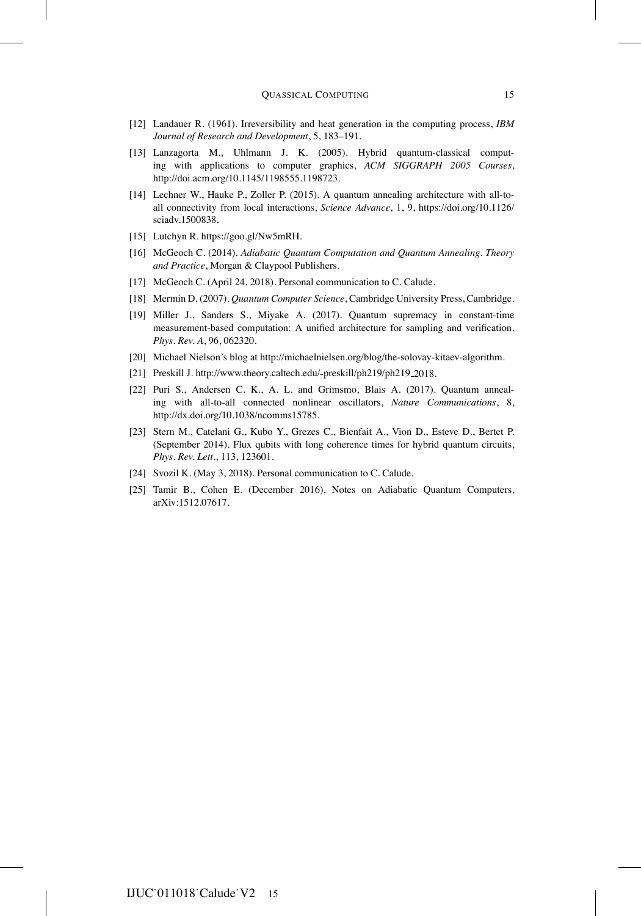[12] Landauer R. (1961). Irreversibility and heat generation in the computing process, *IBM Journal of Research and Development*, 5, 183–191.

[13] Lanzagorta M., Uhlmann J. K. (2005). Hybrid quantum-classical computing with applications to computer graphics, *ACM SIGGRAPH 2005 Courses*, http://doi.acm.org/10.1145/1198555.1198723.

[14] Lechner W., Hauke P., Zoller P. (2015). A quantum annealing architecture with all-to-all connectivity from local interactions, *Science Advance*, 1, 9, https://doi.org/10.1126/sciadv.1500838.

[15] Lutchyn R. https://goo.gl/Nw5mRH.

[16] McGeoch C. (2014). *Adiabatic Quantum Computation and Quantum Annealing. Theory and Practice*, Morgan & Claypool Publishers.

[17] McGeoch C. (April 24, 2018). Personal communication to C. Calude.

[18] Mermin D. (2007). *Quantum Computer Science*, Cambridge University Press, Cambridge.

[19] Miller J., Sanders S., Miyake A. (2017). Quantum supremacy in constant-time measurement-based computation: A unified architecture for sampling and verification, *Phys. Rev. A*, 96, 062320.

[20] Michael Nielson's blog at http://michaelnielsen.org/blog/the-solovay-kitaev-algorithm.

[21] Preskill J. http://www.theory.caltech.edu/-preskill/ph219/ph219_2018.

[22] Puri S., Andersen C. K., A. L. and Grimsmo, Blais A. (2017). Quantum annealing with all-to-all connected nonlinear oscillators, *Nature Communications*, 8, http://dx.doi.org/10.1038/ncomms15785.

[23] Stern M., Catelani G., Kubo Y., Grezes C., Bienfait A., Vion D., Esteve D., Bertet P. (September 2014). Flux qubits with long coherence times for hybrid quantum circuits, *Phys. Rev. Lett*., 113, 123601.

[24] Svozil K. (May 3, 2018). Personal communication to C. Calude.

[25] Tamir B., Cohen E. (December 2016). Notes on Adiabatic Quantum Computers, arXiv:1512.07617.